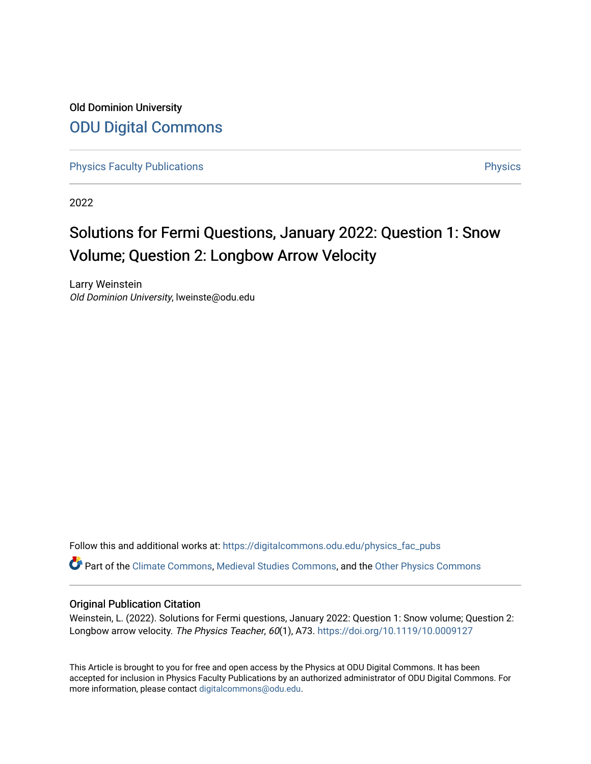Old Dominion University

# ODU Digital Commons

Physics Faculty Publications

Physics

2022

# Solutions for Fermi Questions, January 2022: Question 1: Snow Volume; Question 2: Longbow Arrow Velocity

Larry Weinstein
*Old Dominion University*, lweinste@odu.edu

Follow this and additional works at: https://digitalcommons.odu.edu/physics_fac_pubs

Part of the Climate Commons, Medieval Studies Commons, and the Other Physics Commons

## Original Publication Citation

Weinstein, L. (2022). Solutions for Fermi questions, January 2022: Question 1: Snow volume; Question 2: Longbow arrow velocity. *The Physics Teacher*, *60*(1), A73. https://doi.org/10.1119/10.0009127

This Article is brought to you for free and open access by the Physics at ODU Digital Commons. It has been accepted for inclusion in Physics Faculty Publications by an authorized administrator of ODU Digital Commons. For more information, please contact digitalcommons@odu.edu.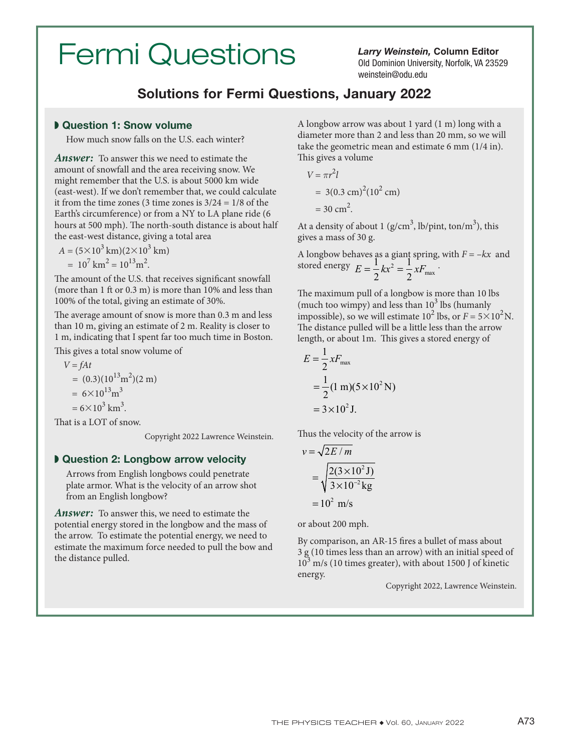# Fermi Questions

***Larry Weinstein,*** **Column Editor**
Old Dominion University, Norfolk, VA 23529
weinstein@odu.edu

## Solutions for Fermi Questions, January 2022

### ◗ Question 1: Snow volume

How much snow falls on the U.S. each winter?

***Answer:*** To answer this we need to estimate the amount of snowfall and the area receiving snow. We might remember that the U.S. is about 5000 km wide (east-west). If we don't remember that, we could calculate it from the time zones (3 time zones is 3/24 = 1/8 of the Earth's circumference) or from a NY to LA plane ride (6 hours at 500 mph). The north-south distance is about half the east-west distance, giving a total area

$$A = (5\times10^3\ \text{km})(2\times10^3\ \text{km})$$
$$= 10^7\ \text{km}^2 = 10^{13}\text{m}^2.$$

The amount of the U.S. that receives significant snowfall (more than 1 ft or 0.3 m) is more than 10% and less than 100% of the total, giving an estimate of 30%.

The average amount of snow is more than 0.3 m and less than 10 m, giving an estimate of 2 m. Reality is closer to 1 m, indicating that I spent far too much time in Boston.

This gives a total snow volume of

$$V = fAt$$
$$= (0.3)(10^{13}\text{m}^2)(2\ \text{m})$$
$$= 6\times10^{13}\text{m}^3$$
$$= 6\times10^3\ \text{km}^3.$$

That is a LOT of snow.

Copyright 2022 Lawrence Weinstein.

### ◗ Question 2: Longbow arrow velocity

Arrows from English longbows could penetrate plate armor. What is the velocity of an arrow shot from an English longbow?

***Answer:*** To answer this, we need to estimate the potential energy stored in the longbow and the mass of the arrow. To estimate the potential energy, we need to estimate the maximum force needed to pull the bow and the distance pulled.

A longbow arrow was about 1 yard (1 m) long with a diameter more than 2 and less than 20 mm, so we will take the geometric mean and estimate 6 mm (1/4 in). This gives a volume

$$V = \pi r^2 l$$
$$= 3(0.3\ \text{cm})^2(10^2\ \text{cm})$$
$$= 30\ \text{cm}^2.$$

At a density of about 1 (g/cm$^3$, lb/pint, ton/m$^3$), this gives a mass of 30 g.

A longbow behaves as a giant spring, with $F = -kx$ and stored energy $E = \frac{1}{2}kx^2 = \frac{1}{2}xF_{\text{max}}$.

The maximum pull of a longbow is more than 10 lbs (much too wimpy) and less than $10^3$ lbs (humanly impossible), so we will estimate $10^2$ lbs, or $F = 5\times10^2$N. The distance pulled will be a little less than the arrow length, or about 1m. This gives a stored energy of

$$E = \frac{1}{2}xF_{\text{max}}$$
$$= \frac{1}{2}(1\ \text{m})(5\times10^2\ \text{N})$$
$$= 3\times10^2\ \text{J}.$$

Thus the velocity of the arrow is

$$v = \sqrt{2E/m}$$
$$= \sqrt{\frac{2(3\times10^2\ \text{J})}{3\times10^{-2}\ \text{kg}}}$$
$$= 10^2\ \text{m/s}$$

or about 200 mph.

By comparison, an AR-15 fires a bullet of mass about 3 g (10 times less than an arrow) with an initial speed of $10^3$ m/s (10 times greater), with about 1500 J of kinetic energy.

Copyright 2022, Lawrence Weinstein.